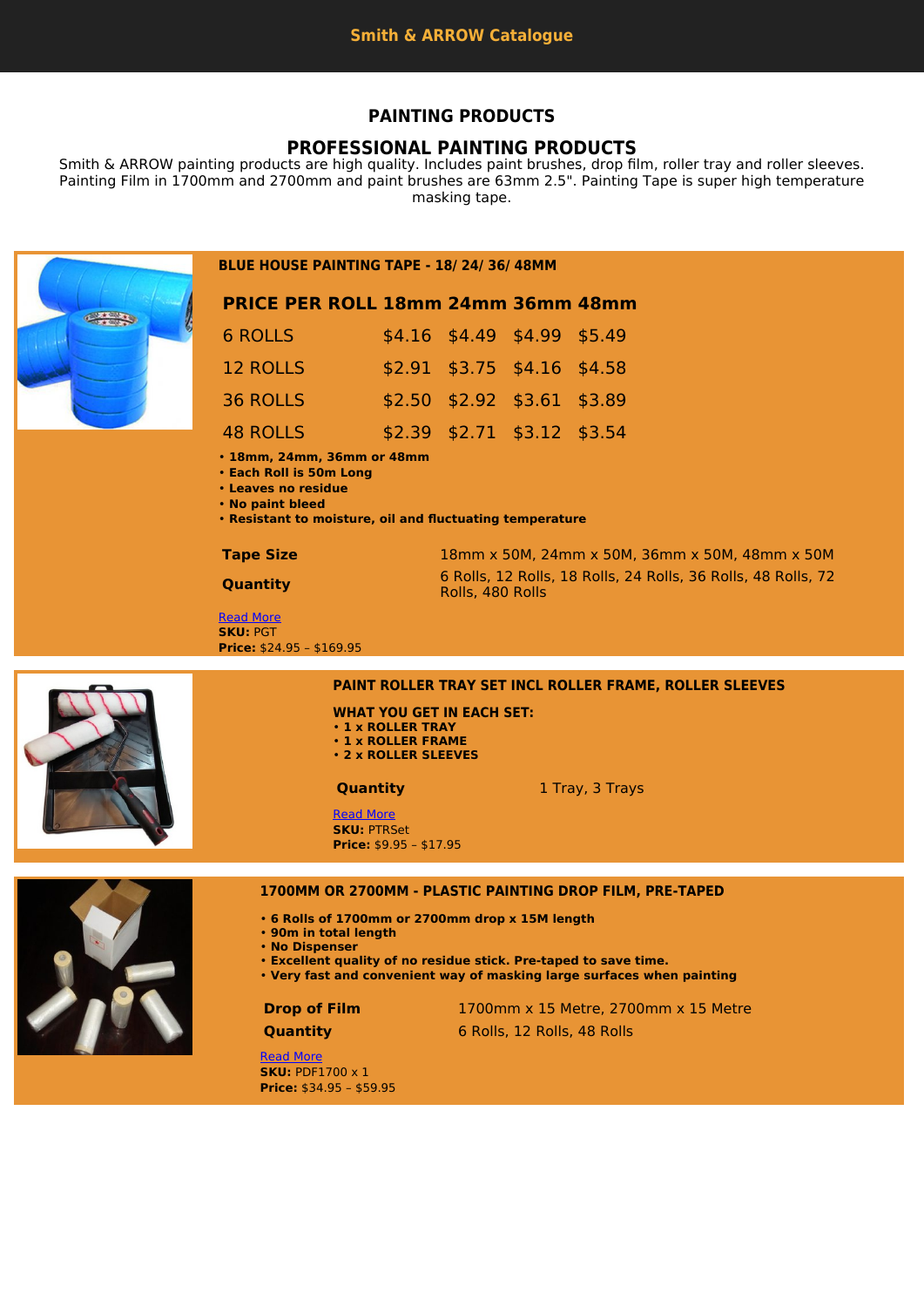# Smith & ARROW Catalogue

## PAINTING PRODUCTS

## PROFESSIONAL PAINTING PRODUCTS

Smith & ARROW painting products are high quality. Includes paint brushes, drop film, roller tray and roller sleeves. Painting Film in 1700mm and 2700mm and paint brushes are 63mm 2.5". Painting Tape is super high temperature masking tape.

### BLUE HOUSE PAINTING TAPE - 18/ 24/ 36/ 48MM

| PRICE PER ROLL | 18mm | 24mm | 36mm | 48mm |
|---|---|---|---|---|
| 6 ROLLS | $4.16 | $4.49 | $4.99 | $5.49 |
| 12 ROLLS | $2.91 | $3.75 | $4.16 | $4.58 |
| 36 ROLLS | $2.50 | $2.92 | $3.61 | $3.89 |
| 48 ROLLS | $2.39 | $2.71 | $3.12 | $3.54 |

- **18mm, 24mm, 36mm or 48mm**
- **Each Roll is 50m Long**
- **Leaves no residue**
- **No paint bleed**
- **Resistant to moisture, oil and fluctuating temperature**

| | |
|---|---|
| **Tape Size** | 18mm x 50M, 24mm x 50M, 36mm x 50M, 48mm x 50M |
| **Quantity** | 6 Rolls, 12 Rolls, 18 Rolls, 24 Rolls, 36 Rolls, 48 Rolls, 72 Rolls, 480 Rolls |

Read More
**SKU:** PGT
**Price:** $24.95 – $169.95

### PAINT ROLLER TRAY SET INCL ROLLER FRAME, ROLLER SLEEVES

**WHAT YOU GET IN EACH SET:**

- **1 x ROLLER TRAY**
- **1 x ROLLER FRAME**
- **2 x ROLLER SLEEVES**

| | |
|---|---|
| **Quantity** | 1 Tray, 3 Trays |

Read More
**SKU:** PTRSet
**Price:** $9.95 – $17.95

### 1700MM OR 2700MM - PLASTIC PAINTING DROP FILM, PRE-TAPED

- **6 Rolls of 1700mm or 2700mm drop x 15M length**
- **90m in total length**
- **No Dispenser**
- **Excellent quality of no residue stick. Pre-taped to save time.**
- **Very fast and convenient way of masking large surfaces when painting**

| | |
|---|---|
| **Drop of Film** | 1700mm x 15 Metre, 2700mm x 15 Metre |
| **Quantity** | 6 Rolls, 12 Rolls, 48 Rolls |

Read More
**SKU:** PDF1700 x 1
**Price:** $34.95 – $59.95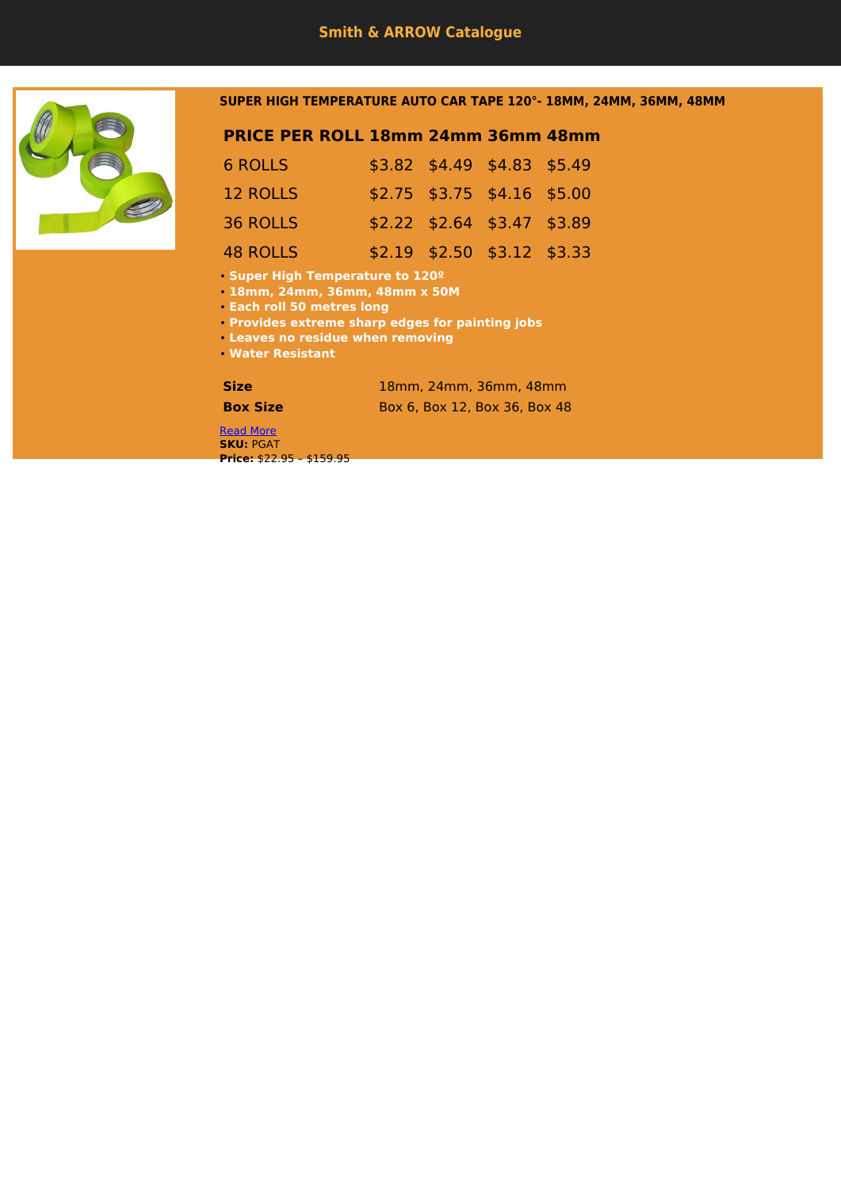**SUPER HIGH TEMPERATURE AUTO CAR TAPE 120°- 18MM, 24MM, 36MM, 48MM**

| PRICE PER ROLL | 18mm | 24mm | 36mm | 48mm |
|---|---|---|---|---|
| 6 ROLLS | $3.82 | $4.49 | $4.83 | $5.49 |
| 12 ROLLS | $2.75 | $3.75 | $4.16 | $5.00 |
| 36 ROLLS | $2.22 | $2.64 | $3.47 | $3.89 |
| 48 ROLLS | $2.19 | $2.50 | $3.12 | $3.33 |

- **Super High Temperature to 120º**
- **18mm, 24mm, 36mm, 48mm x 50M**
- **Each roll 50 metres long**
- **Provides extreme sharp edges for painting jobs**
- **Leaves no residue when removing**
- **Water Resistant**

| | |
|---|---|
| **Size** | 18mm, 24mm, 36mm, 48mm |
| **Box Size** | Box 6, Box 12, Box 36, Box 48 |

Read More

**SKU:** PGAT

**Price:** $22.95 – $159.95